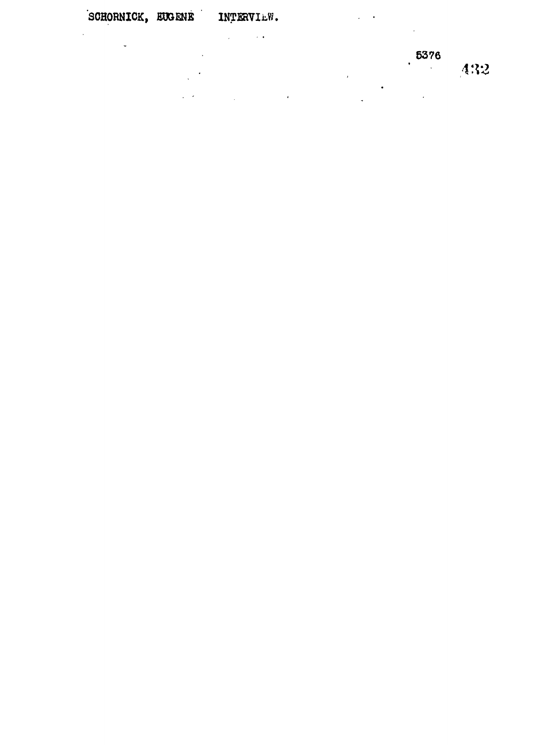SCHORNICK, EUGENE INTERVIEW.

5376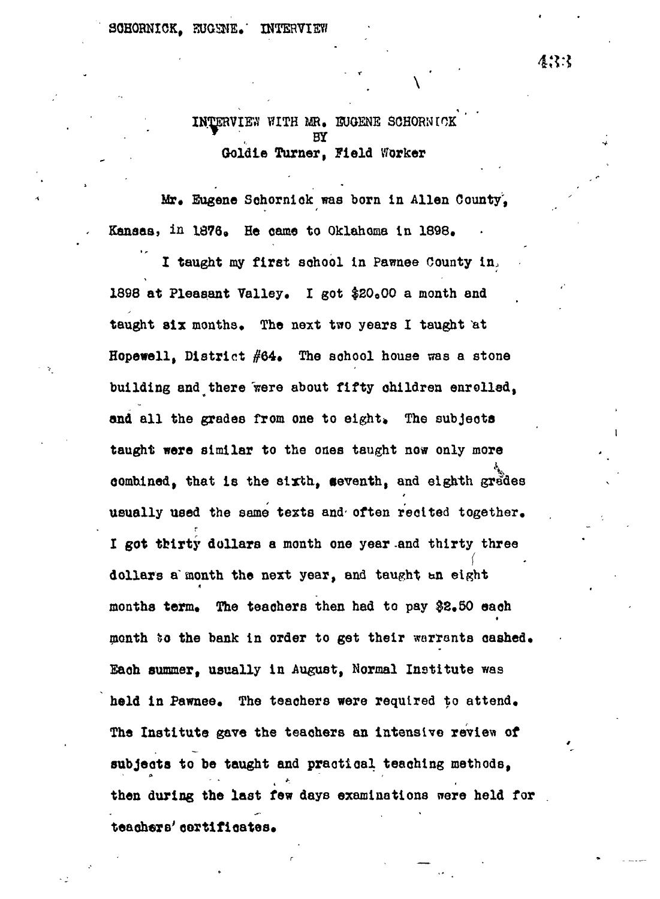# INTERVIEW WITH MR. EUGENE SCHORNICK
## BY
## Goldie Turner, Field Worker

Mr. Eugene Schornick was born in Allen County, Kansas, in 1876. He came to Oklahoma in 1898.

I taught my first school in Pawnee County in 1898 at Pleasant Valley. I got $20.00 a month and taught six months. The next two years I taught at Hopewell, District #64. The school house was a stone building and there were about fifty children enrolled, and all the grades from one to eight. The subjects taught were similar to the ones taught now only more combined, that is the sixth, seventh, and eighth grades usually used the same texts and often recited together. I got thirty dollars a month one year and thirty three dollars a month the next year, and taught an eight months term. The teachers then had to pay $2.50 each month to the bank in order to get their warrants cashed. Each summer, usually in August, Normal Institute was held in Pawnee. The teachers were required to attend. The Institute gave the teachers an intensive review of subjects to be taught and practical teaching methods, then during the last few days examinations were held for teachers' certificates.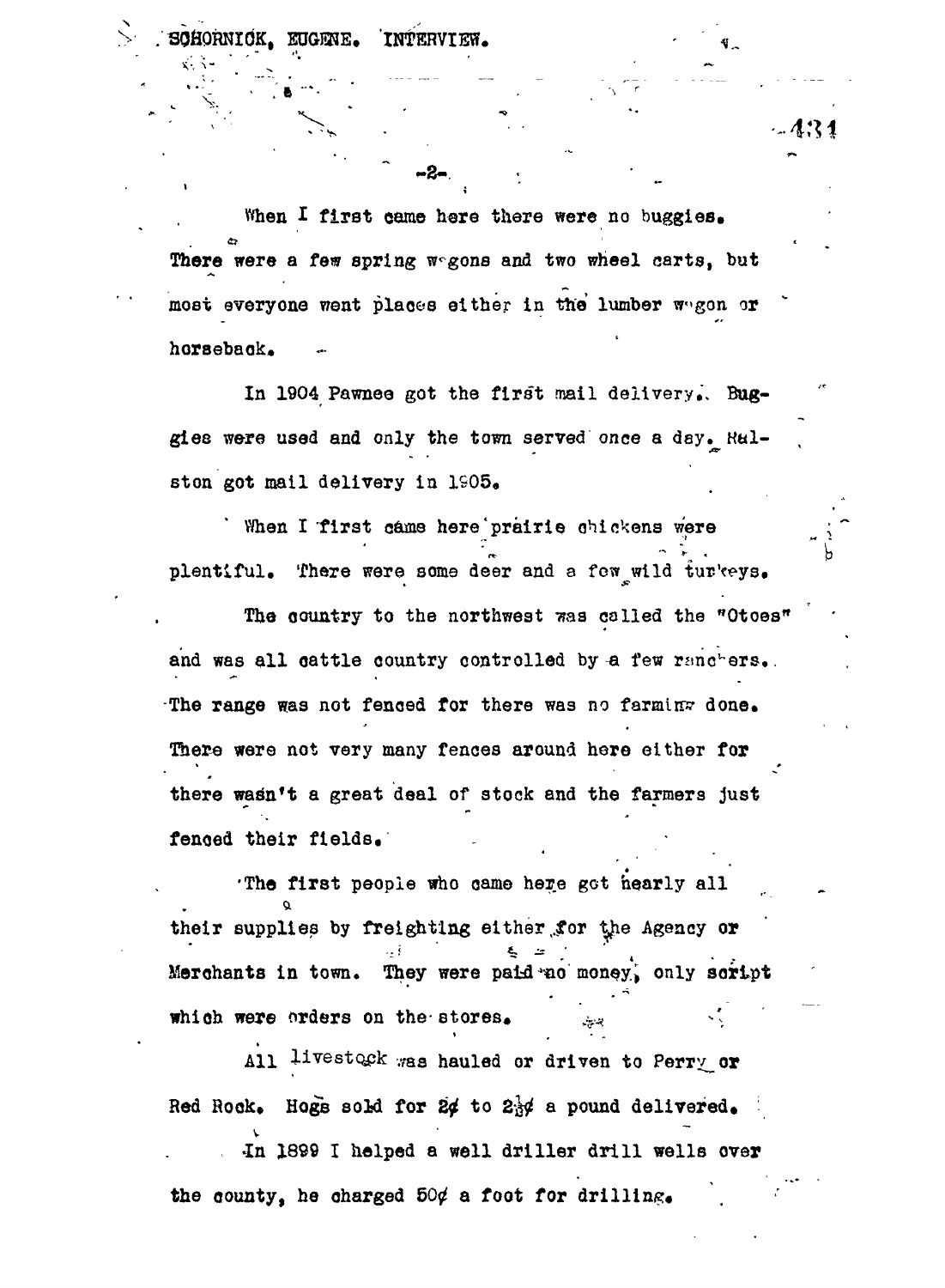When I first came here there were no buggies. There were a few spring wagons and two wheel carts, but most everyone went places either in the lumber wagon or horseback.

In 1904 Pawnee got the first mail delivery. Buggies were used and only the town served once a day. Ralston got mail delivery in 1905.

When I first came here prairie chickens were plentiful. There were some deer and a few wild turkeys.

The country to the northwest was called the "Otoes" and was all cattle country controlled by a few ranchers. The range was not fenced for there was no farming done. There were not very many fences around here either for there wasn't a great deal of stock and the farmers just fenced their fields.

The first people who came here got nearly all their supplies by freighting either for the Agency or Merchants in town. They were paid no money, only script which were orders on the stores.

All livestock was hauled or driven to Perry or Red Rock. Hogs sold for 2¢ to 2½¢ a pound delivered.

In 1899 I helped a well driller drill wells over the county, he charged 50¢ a foot for drilling.